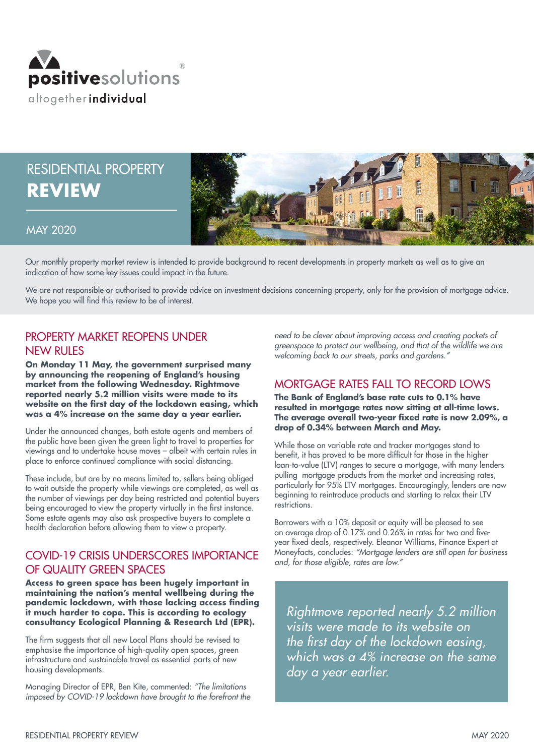positivesolutions®
altogether **individual**

# RESIDENTIAL PROPERTY **REVIEW**

MAY 2020

Our monthly property market review is intended to provide background to recent developments in property markets as well as to give an indication of how some key issues could impact in the future.

We are not responsible or authorised to provide advice on investment decisions concerning property, only for the provision of mortgage advice. We hope you will find this review to be of interest.

## PROPERTY MARKET REOPENS UNDER NEW RULES

**On Monday 11 May, the government surprised many by announcing the reopening of England's housing market from the following Wednesday. Rightmove reported nearly 5.2 million visits were made to its website on the first day of the lockdown easing, which was a 4% increase on the same day a year earlier.**

Under the announced changes, both estate agents and members of the public have been given the green light to travel to properties for viewings and to undertake house moves – albeit with certain rules in place to enforce continued compliance with social distancing.

These include, but are by no means limited to, sellers being obliged to wait outside the property while viewings are completed, as well as the number of viewings per day being restricted and potential buyers being encouraged to view the property virtually in the first instance. Some estate agents may also ask prospective buyers to complete a health declaration before allowing them to view a property.

## COVID-19 CRISIS UNDERSCORES IMPORTANCE OF QUALITY GREEN SPACES

**Access to green space has been hugely important in maintaining the nation's mental wellbeing during the pandemic lockdown, with those lacking access finding it much harder to cope. This is according to ecology consultancy Ecological Planning & Research Ltd (EPR).**

The firm suggests that all new Local Plans should be revised to emphasise the importance of high-quality open spaces, green infrastructure and sustainable travel as essential parts of new housing developments.

Managing Director of EPR, Ben Kite, commented: *"The limitations imposed by COVID-19 lockdown have brought to the forefront the need to be clever about improving access and creating pockets of greenspace to protect our wellbeing, and that of the wildlife we are welcoming back to our streets, parks and gardens."*

## MORTGAGE RATES FALL TO RECORD LOWS

**The Bank of England's base rate cuts to 0.1% have resulted in mortgage rates now sitting at all-time lows. The average overall two-year fixed rate is now 2.09%, a drop of 0.34% between March and May.**

While those on variable rate and tracker mortgages stand to benefit, it has proved to be more difficult for those in the higher loan-to-value (LTV) ranges to secure a mortgage, with many lenders pulling mortgage products from the market and increasing rates, particularly for 95% LTV mortgages. Encouragingly, lenders are now beginning to reintroduce products and starting to relax their LTV restrictions.

Borrowers with a 10% deposit or equity will be pleased to see an average drop of 0.17% and 0.26% in rates for two and five-year fixed deals, respectively. Eleanor Williams, Finance Expert at Moneyfacts, concludes: *"Mortgage lenders are still open for business and, for those eligible, rates are low."*

> *Rightmove reported nearly 5.2 million visits were made to its website on the first day of the lockdown easing, which was a 4% increase on the same day a year earlier.*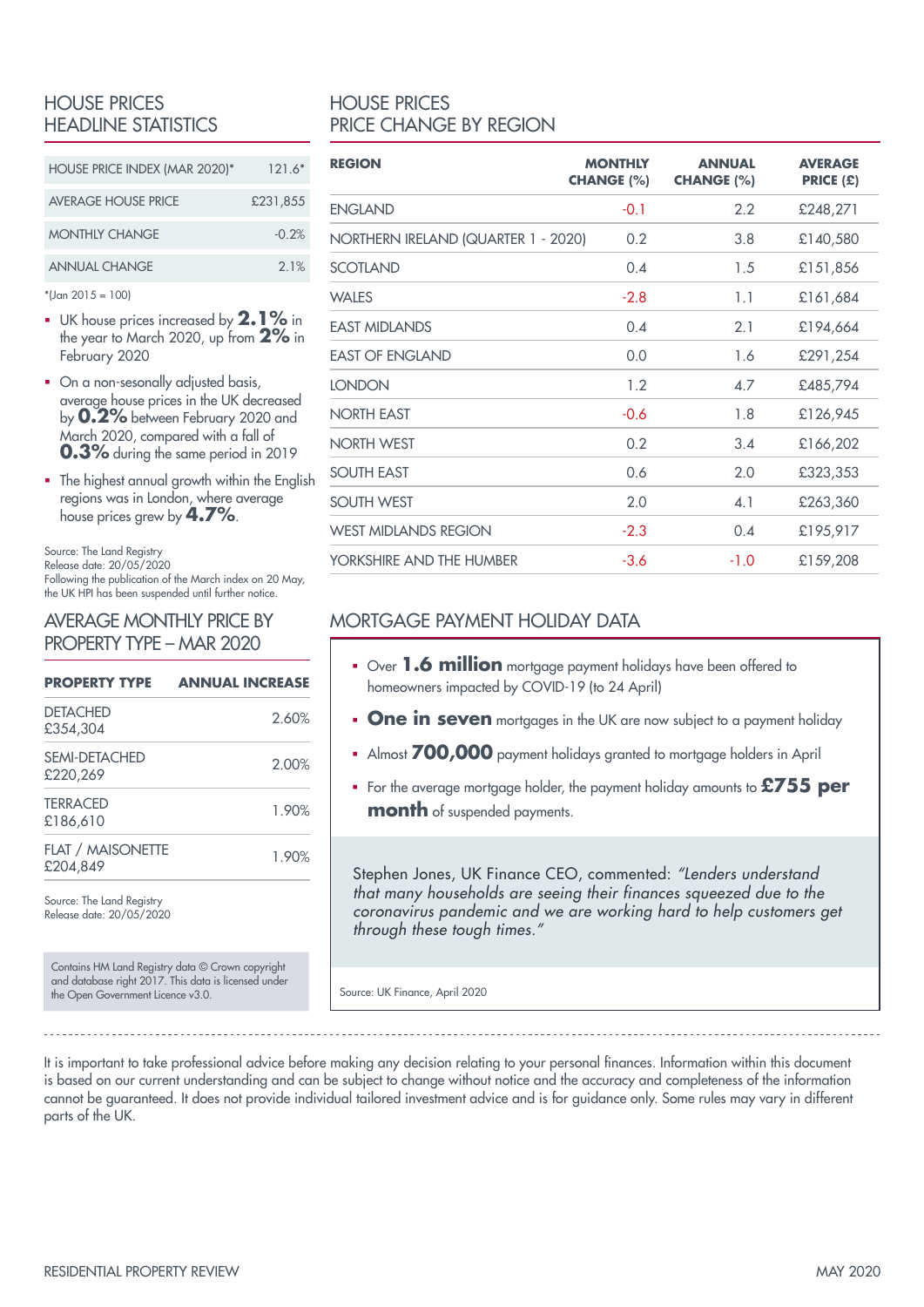## HOUSE PRICES HEADLINE STATISTICS

| | |
|---|---|
| HOUSE PRICE INDEX (MAR 2020)* | 121.6* |
| AVERAGE HOUSE PRICE | £231,855 |
| MONTHLY CHANGE | -0.2% |
| ANNUAL CHANGE | 2.1% |

*(Jan 2015 = 100)

- UK house prices increased by **2.1%** in the year to March 2020, up from **2%** in February 2020
- On a non-sesonally adjusted basis, average house prices in the UK decreased by **0.2%** between February 2020 and March 2020, compared with a fall of **0.3%** during the same period in 2019
- The highest annual growth within the English regions was in London, where average house prices grew by **4.7%**.

Source: The Land Registry
Release date: 20/05/2020
Following the publication of the March index on 20 May, the UK HPI has been suspended until further notice.

## AVERAGE MONTHLY PRICE BY PROPERTY TYPE – MAR 2020

| PROPERTY TYPE | ANNUAL INCREASE |
|---|---|
| DETACHED £354,304 | 2.60% |
| SEMI-DETACHED £220,269 | 2.00% |
| TERRACED £186,610 | 1.90% |
| FLAT / MAISONETTE £204,849 | 1.90% |

Source: The Land Registry
Release date: 20/05/2020

Contains HM Land Registry data © Crown copyright and database right 2017. This data is licensed under the Open Government Licence v3.0.

## HOUSE PRICES PRICE CHANGE BY REGION

| REGION | MONTHLY CHANGE (%) | ANNUAL CHANGE (%) | AVERAGE PRICE (£) |
|---|---|---|---|
| ENGLAND | -0.1 | 2.2 | £248,271 |
| NORTHERN IRELAND (QUARTER 1 - 2020) | 0.2 | 3.8 | £140,580 |
| SCOTLAND | 0.4 | 1.5 | £151,856 |
| WALES | -2.8 | 1.1 | £161,684 |
| EAST MIDLANDS | 0.4 | 2.1 | £194,664 |
| EAST OF ENGLAND | 0.0 | 1.6 | £291,254 |
| LONDON | 1.2 | 4.7 | £485,794 |
| NORTH EAST | -0.6 | 1.8 | £126,945 |
| NORTH WEST | 0.2 | 3.4 | £166,202 |
| SOUTH EAST | 0.6 | 2.0 | £323,353 |
| SOUTH WEST | 2.0 | 4.1 | £263,360 |
| WEST MIDLANDS REGION | -2.3 | 0.4 | £195,917 |
| YORKSHIRE AND THE HUMBER | -3.6 | -1.0 | £159,208 |

## MORTGAGE PAYMENT HOLIDAY DATA

- Over **1.6 million** mortgage payment holidays have been offered to homeowners impacted by COVID-19 (to 24 April)
- **One in seven** mortgages in the UK are now subject to a payment holiday
- Almost **700,000** payment holidays granted to mortgage holders in April
- For the average mortgage holder, the payment holiday amounts to **£755 per month** of suspended payments.

Stephen Jones, UK Finance CEO, commented: *"Lenders understand that many households are seeing their finances squeezed due to the coronavirus pandemic and we are working hard to help customers get through these tough times."*

Source: UK Finance, April 2020

It is important to take professional advice before making any decision relating to your personal finances. Information within this document is based on our current understanding and can be subject to change without notice and the accuracy and completeness of the information cannot be guaranteed. It does not provide individual tailored investment advice and is for guidance only. Some rules may vary in different parts of the UK.